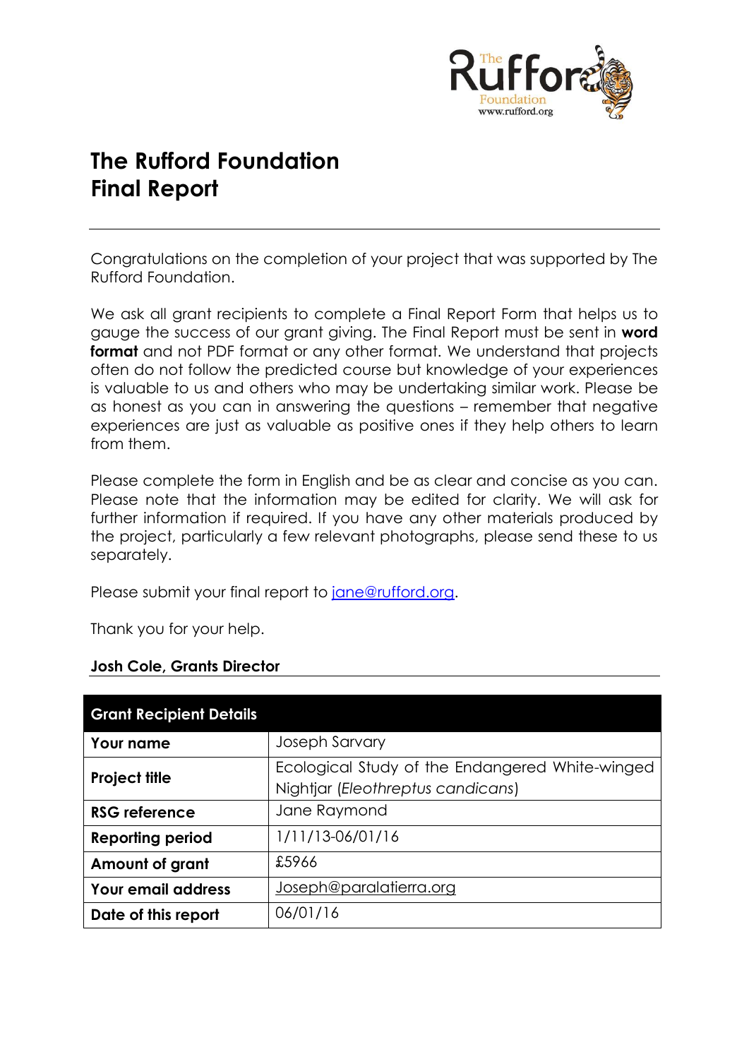# The Rufford Foundation
# Final Report

---

Congratulations on the completion of your project that was supported by The Rufford Foundation.

We ask all grant recipients to complete a Final Report Form that helps us to gauge the success of our grant giving. The Final Report must be sent in **word format** and not PDF format or any other format. We understand that projects often do not follow the predicted course but knowledge of your experiences is valuable to us and others who may be undertaking similar work. Please be as honest as you can in answering the questions – remember that negative experiences are just as valuable as positive ones if they help others to learn from them.

Please complete the form in English and be as clear and concise as you can. Please note that the information may be edited for clarity. We will ask for further information if required. If you have any other materials produced by the project, particularly a few relevant photographs, please send these to us separately.

Please submit your final report to jane@rufford.org.

Thank you for your help.

**Josh Cole, Grants Director**

| **Grant Recipient Details** | |
|---|---|
| **Your name** | Joseph Sarvary |
| **Project title** | Ecological Study of the Endangered White-winged Nightjar (*Eleothreptus candicans*) |
| **RSG reference** | Jane Raymond |
| **Reporting period** | 1/11/13-06/01/16 |
| **Amount of grant** | £5966 |
| **Your email address** | Joseph@paralatierra.org |
| **Date of this report** | 06/01/16 |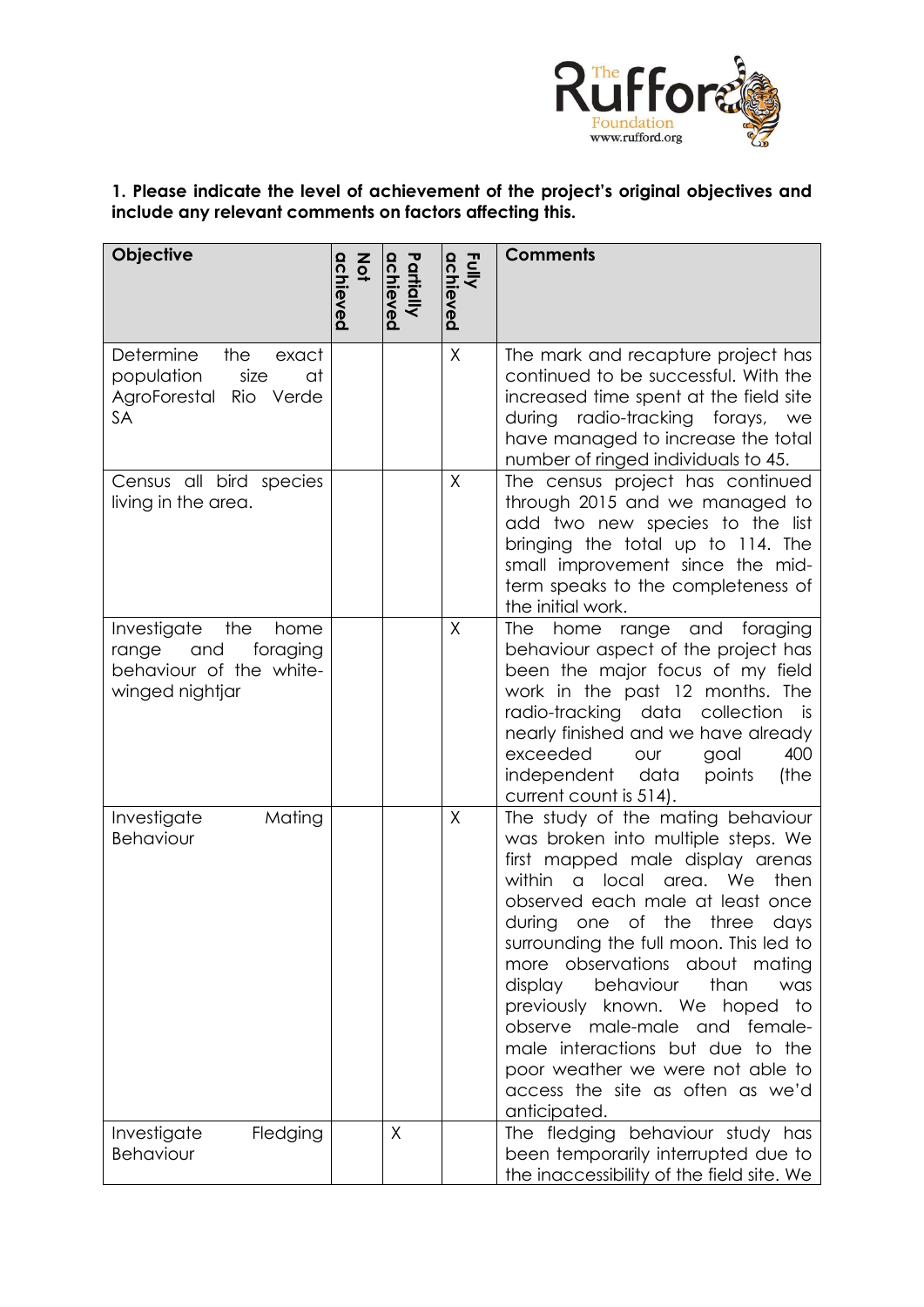**1. Please indicate the level of achievement of the project's original objectives and include any relevant comments on factors affecting this.**

| Objective | Not achieved | Partially achieved | Fully achieved | Comments |
|---|---|---|---|---|
| Determine the exact population size at AgroForestal Rio Verde SA | | | X | The mark and recapture project has continued to be successful. With the increased time spent at the field site during radio-tracking forays, we have managed to increase the total number of ringed individuals to 45. |
| Census all bird species living in the area. | | | X | The census project has continued through 2015 and we managed to add two new species to the list bringing the total up to 114. The small improvement since the mid-term speaks to the completeness of the initial work. |
| Investigate the home range and foraging behaviour of the white-winged nightjar | | | X | The home range and foraging behaviour aspect of the project has been the major focus of my field work in the past 12 months. The radio-tracking data collection is nearly finished and we have already exceeded our goal 400 independent data points (the current count is 514). |
| Investigate Mating Behaviour | | | X | The study of the mating behaviour was broken into multiple steps. We first mapped male display arenas within a local area. We then observed each male at least once during one of the three days surrounding the full moon. This led to more observations about mating display behaviour than was previously known. We hoped to observe male-male and female-male interactions but due to the poor weather we were not able to access the site as often as we'd anticipated. |
| Investigate Fledging Behaviour | | X | | The fledging behaviour study has been temporarily interrupted due to the inaccessibility of the field site. We |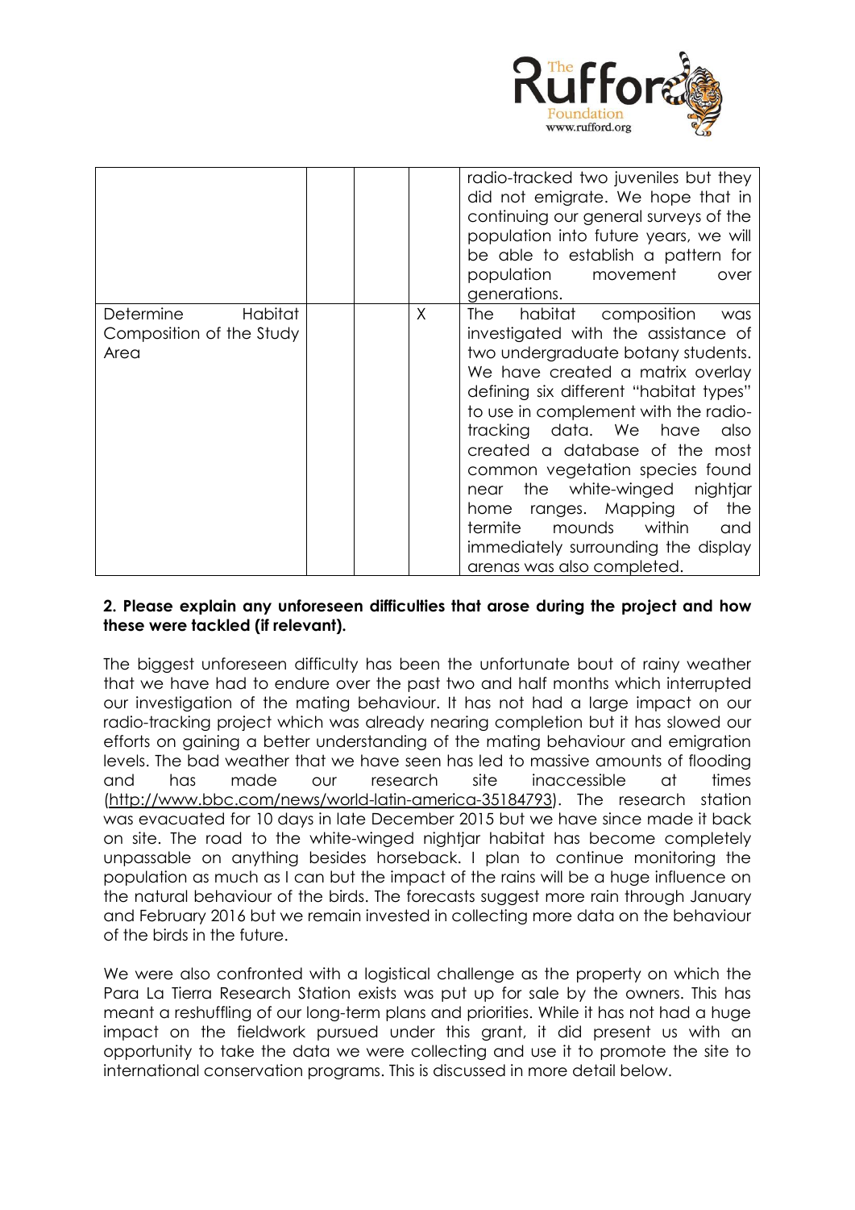| | | | | |
|---|---|---|---|---|
| | | | | radio-tracked two juveniles but they did not emigrate. We hope that in continuing our general surveys of the population into future years, we will be able to establish a pattern for population movement over generations. |
| Determine Habitat Composition of the Study Area | | | X | The habitat composition was investigated with the assistance of two undergraduate botany students. We have created a matrix overlay defining six different "habitat types" to use in complement with the radio-tracking data. We have also created a database of the most common vegetation species found near the white-winged nightjar home ranges. Mapping of the termite mounds within and immediately surrounding the display arenas was also completed. |

**2. Please explain any unforeseen difficulties that arose during the project and how these were tackled (if relevant).**

The biggest unforeseen difficulty has been the unfortunate bout of rainy weather that we have had to endure over the past two and half months which interrupted our investigation of the mating behaviour. It has not had a large impact on our radio-tracking project which was already nearing completion but it has slowed our efforts on gaining a better understanding of the mating behaviour and emigration levels. The bad weather that we have seen has led to massive amounts of flooding and has made our research site inaccessible at times (http://www.bbc.com/news/world-latin-america-35184793). The research station was evacuated for 10 days in late December 2015 but we have since made it back on site. The road to the white-winged nightjar habitat has become completely unpassable on anything besides horseback. I plan to continue monitoring the population as much as I can but the impact of the rains will be a huge influence on the natural behaviour of the birds. The forecasts suggest more rain through January and February 2016 but we remain invested in collecting more data on the behaviour of the birds in the future.

We were also confronted with a logistical challenge as the property on which the Para La Tierra Research Station exists was put up for sale by the owners. This has meant a reshuffling of our long-term plans and priorities. While it has not had a huge impact on the fieldwork pursued under this grant, it did present us with an opportunity to take the data we were collecting and use it to promote the site to international conservation programs. This is discussed in more detail below.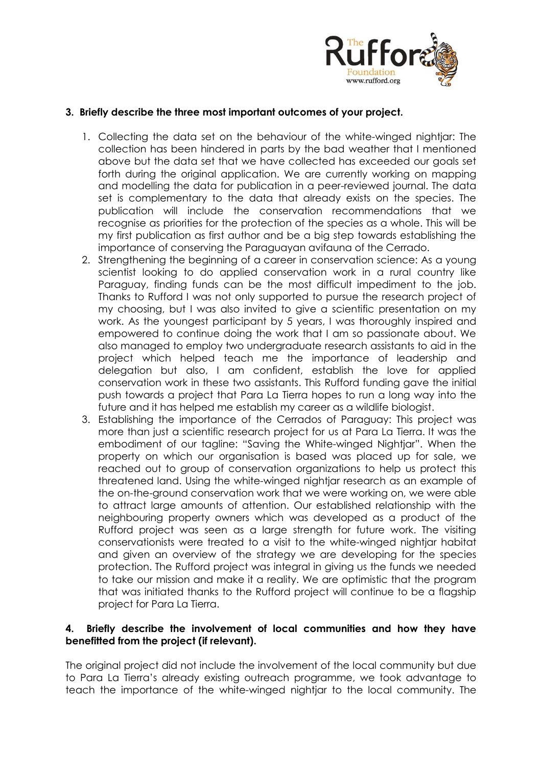**3. Briefly describe the three most important outcomes of your project.**

1. Collecting the data set on the behaviour of the white-winged nightjar: The collection has been hindered in parts by the bad weather that I mentioned above but the data set that we have collected has exceeded our goals set forth during the original application. We are currently working on mapping and modelling the data for publication in a peer-reviewed journal. The data set is complementary to the data that already exists on the species. The publication will include the conservation recommendations that we recognise as priorities for the protection of the species as a whole. This will be my first publication as first author and be a big step towards establishing the importance of conserving the Paraguayan avifauna of the Cerrado.
2. Strengthening the beginning of a career in conservation science: As a young scientist looking to do applied conservation work in a rural country like Paraguay, finding funds can be the most difficult impediment to the job. Thanks to Rufford I was not only supported to pursue the research project of my choosing, but I was also invited to give a scientific presentation on my work. As the youngest participant by 5 years, I was thoroughly inspired and empowered to continue doing the work that I am so passionate about. We also managed to employ two undergraduate research assistants to aid in the project which helped teach me the importance of leadership and delegation but also, I am confident, establish the love for applied conservation work in these two assistants. This Rufford funding gave the initial push towards a project that Para La Tierra hopes to run a long way into the future and it has helped me establish my career as a wildlife biologist.
3. Establishing the importance of the Cerrados of Paraguay: This project was more than just a scientific research project for us at Para La Tierra. It was the embodiment of our tagline: "Saving the White-winged Nightjar". When the property on which our organisation is based was placed up for sale, we reached out to group of conservation organizations to help us protect this threatened land. Using the white-winged nightjar research as an example of the on-the-ground conservation work that we were working on, we were able to attract large amounts of attention. Our established relationship with the neighbouring property owners which was developed as a product of the Rufford project was seen as a large strength for future work. The visiting conservationists were treated to a visit to the white-winged nightjar habitat and given an overview of the strategy we are developing for the species protection. The Rufford project was integral in giving us the funds we needed to take our mission and make it a reality. We are optimistic that the program that was initiated thanks to the Rufford project will continue to be a flagship project for Para La Tierra.

**4. Briefly describe the involvement of local communities and how they have benefitted from the project (if relevant).**

The original project did not include the involvement of the local community but due to Para La Tierra's already existing outreach programme, we took advantage to teach the importance of the white-winged nightjar to the local community. The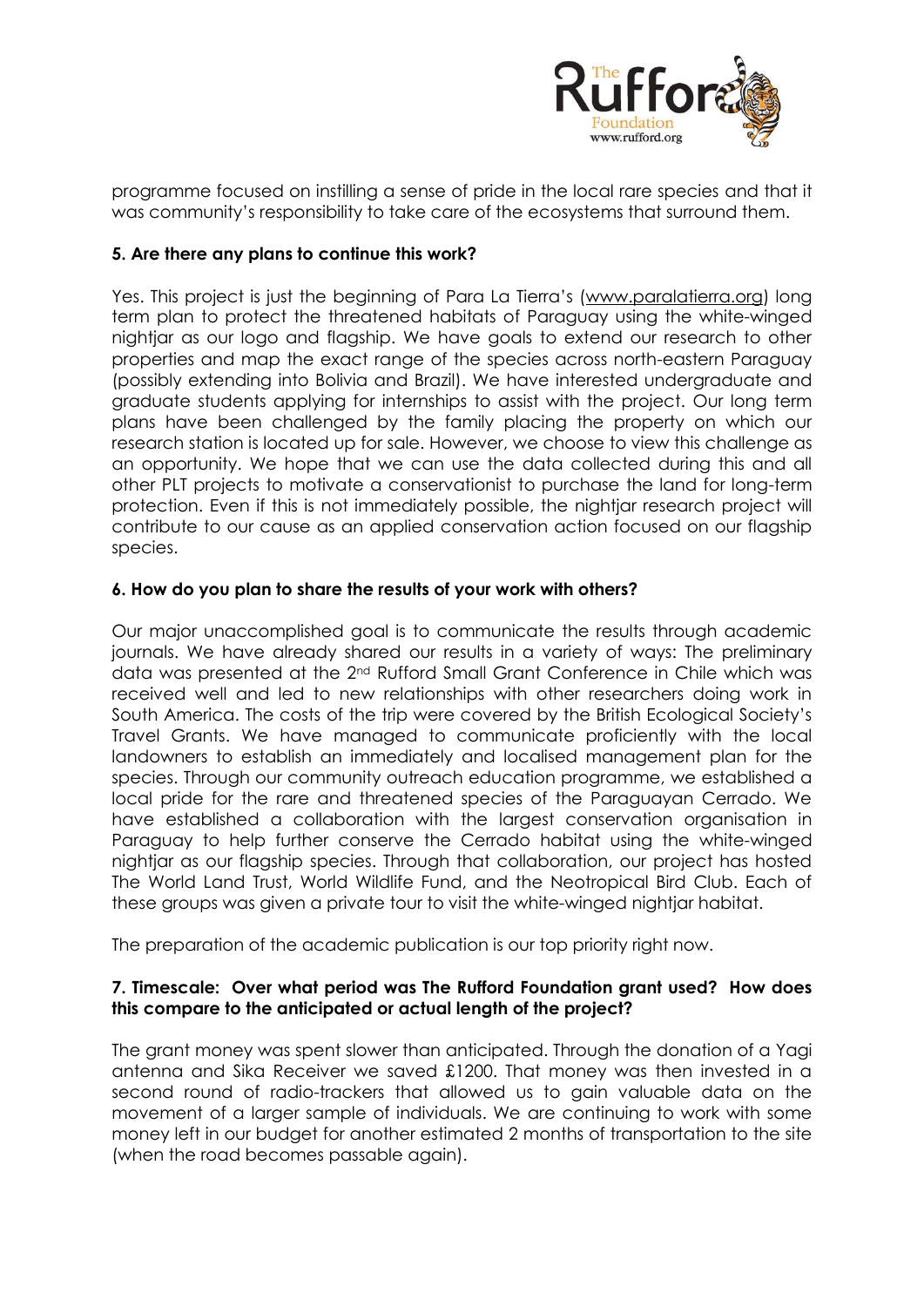programme focused on instilling a sense of pride in the local rare species and that it was community's responsibility to take care of the ecosystems that surround them.

**5. Are there any plans to continue this work?**

Yes. This project is just the beginning of Para La Tierra's (www.paralatierra.org) long term plan to protect the threatened habitats of Paraguay using the white-winged nightjar as our logo and flagship. We have goals to extend our research to other properties and map the exact range of the species across north-eastern Paraguay (possibly extending into Bolivia and Brazil). We have interested undergraduate and graduate students applying for internships to assist with the project. Our long term plans have been challenged by the family placing the property on which our research station is located up for sale. However, we choose to view this challenge as an opportunity. We hope that we can use the data collected during this and all other PLT projects to motivate a conservationist to purchase the land for long-term protection. Even if this is not immediately possible, the nightjar research project will contribute to our cause as an applied conservation action focused on our flagship species.

**6. How do you plan to share the results of your work with others?**

Our major unaccomplished goal is to communicate the results through academic journals. We have already shared our results in a variety of ways: The preliminary data was presented at the 2nd Rufford Small Grant Conference in Chile which was received well and led to new relationships with other researchers doing work in South America. The costs of the trip were covered by the British Ecological Society's Travel Grants. We have managed to communicate proficiently with the local landowners to establish an immediately and localised management plan for the species. Through our community outreach education programme, we established a local pride for the rare and threatened species of the Paraguayan Cerrado. We have established a collaboration with the largest conservation organisation in Paraguay to help further conserve the Cerrado habitat using the white-winged nightjar as our flagship species. Through that collaboration, our project has hosted The World Land Trust, World Wildlife Fund, and the Neotropical Bird Club. Each of these groups was given a private tour to visit the white-winged nightjar habitat.

The preparation of the academic publication is our top priority right now.

**7. Timescale: Over what period was The Rufford Foundation grant used? How does this compare to the anticipated or actual length of the project?**

The grant money was spent slower than anticipated. Through the donation of a Yagi antenna and Sika Receiver we saved £1200. That money was then invested in a second round of radio-trackers that allowed us to gain valuable data on the movement of a larger sample of individuals. We are continuing to work with some money left in our budget for another estimated 2 months of transportation to the site (when the road becomes passable again).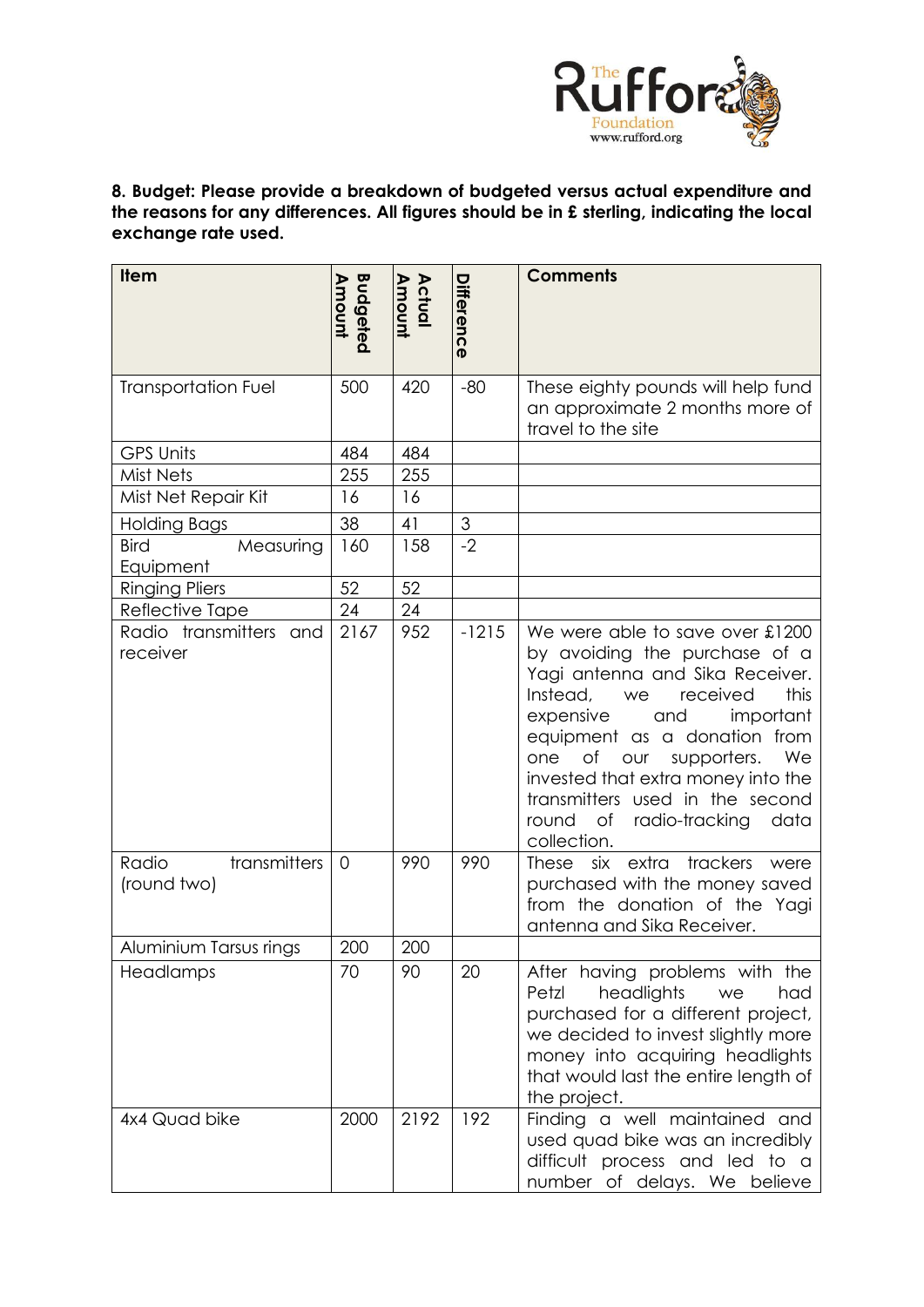**8. Budget: Please provide a breakdown of budgeted versus actual expenditure and the reasons for any differences. All figures should be in £ sterling, indicating the local exchange rate used.**

| Item | Budgeted Amount | Actual Amount | Difference | Comments |
|---|---|---|---|---|
| Transportation Fuel | 500 | 420 | -80 | These eighty pounds will help fund an approximate 2 months more of travel to the site |
| GPS Units | 484 | 484 | | |
| Mist Nets | 255 | 255 | | |
| Mist Net Repair Kit | 16 | 16 | | |
| Holding Bags | 38 | 41 | 3 | |
| Bird Measuring Equipment | 160 | 158 | -2 | |
| Ringing Pliers | 52 | 52 | | |
| Reflective Tape | 24 | 24 | | |
| Radio transmitters and receiver | 2167 | 952 | -1215 | We were able to save over £1200 by avoiding the purchase of a Yagi antenna and Sika Receiver. Instead, we received this expensive and important equipment as a donation from one of our supporters. We invested that extra money into the transmitters used in the second round of radio-tracking data collection. |
| Radio transmitters (round two) | 0 | 990 | 990 | These six extra trackers were purchased with the money saved from the donation of the Yagi antenna and Sika Receiver. |
| Aluminium Tarsus rings | 200 | 200 | | |
| Headlamps | 70 | 90 | 20 | After having problems with the Petzl headlights we had purchased for a different project, we decided to invest slightly more money into acquiring headlights that would last the entire length of the project. |
| 4x4 Quad bike | 2000 | 2192 | 192 | Finding a well maintained and used quad bike was an incredibly difficult process and led to a number of delays. We believe |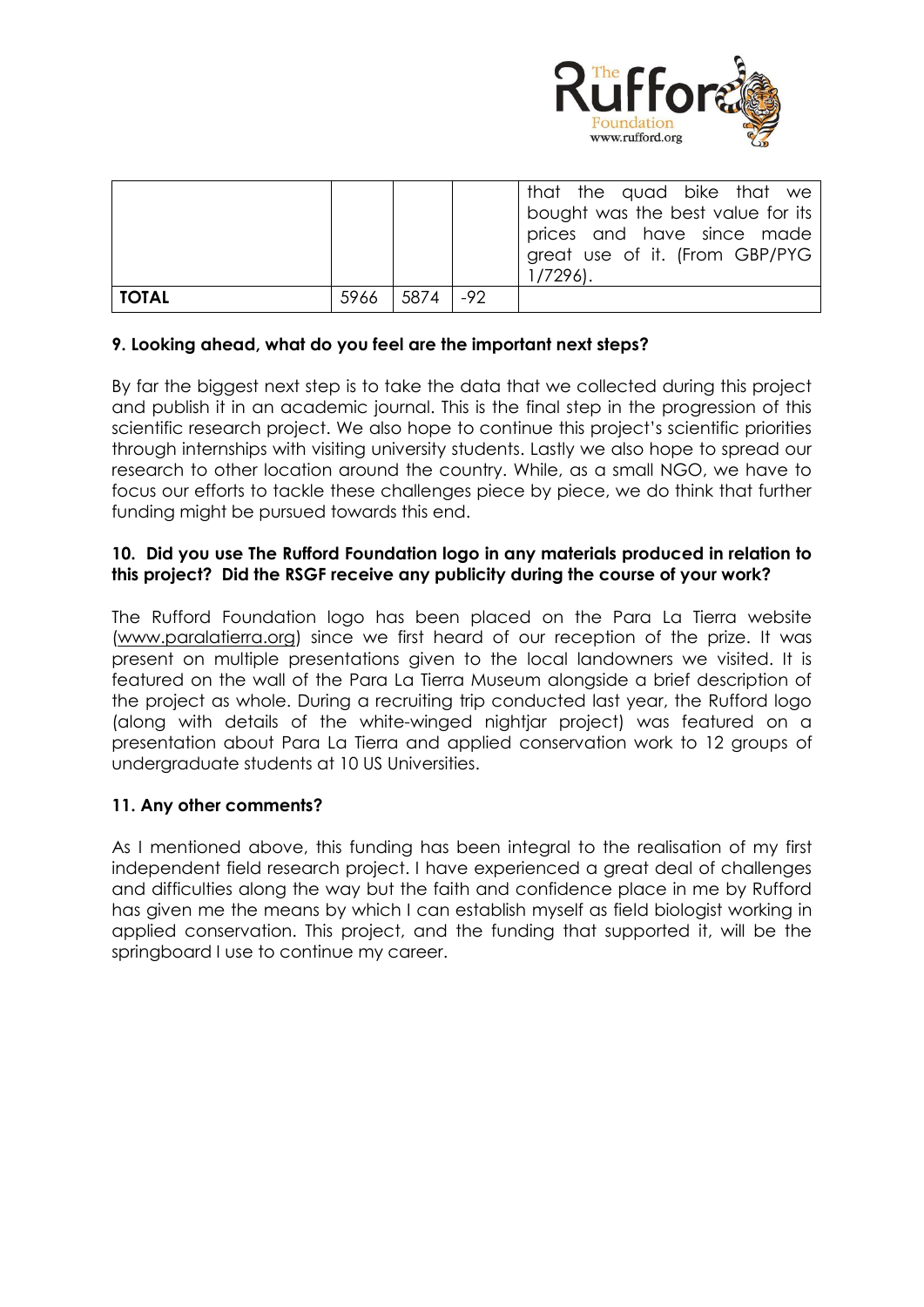| | | | | |
|---|---|---|---|---|
| | | | | that the quad bike that we bought was the best value for its prices and have since made great use of it. (From GBP/PYG 1/7296). |
| **TOTAL** | 5966 | 5874 | -92 | |

**9. Looking ahead, what do you feel are the important next steps?**

By far the biggest next step is to take the data that we collected during this project and publish it in an academic journal. This is the final step in the progression of this scientific research project. We also hope to continue this project's scientific priorities through internships with visiting university students. Lastly we also hope to spread our research to other location around the country. While, as a small NGO, we have to focus our efforts to tackle these challenges piece by piece, we do think that further funding might be pursued towards this end.

**10. Did you use The Rufford Foundation logo in any materials produced in relation to this project? Did the RSGF receive any publicity during the course of your work?**

The Rufford Foundation logo has been placed on the Para La Tierra website (www.paralatierra.org) since we first heard of our reception of the prize. It was present on multiple presentations given to the local landowners we visited. It is featured on the wall of the Para La Tierra Museum alongside a brief description of the project as whole. During a recruiting trip conducted last year, the Rufford logo (along with details of the white-winged nightjar project) was featured on a presentation about Para La Tierra and applied conservation work to 12 groups of undergraduate students at 10 US Universities.

**11. Any other comments?**

As I mentioned above, this funding has been integral to the realisation of my first independent field research project. I have experienced a great deal of challenges and difficulties along the way but the faith and confidence place in me by Rufford has given me the means by which I can establish myself as field biologist working in applied conservation. This project, and the funding that supported it, will be the springboard I use to continue my career.